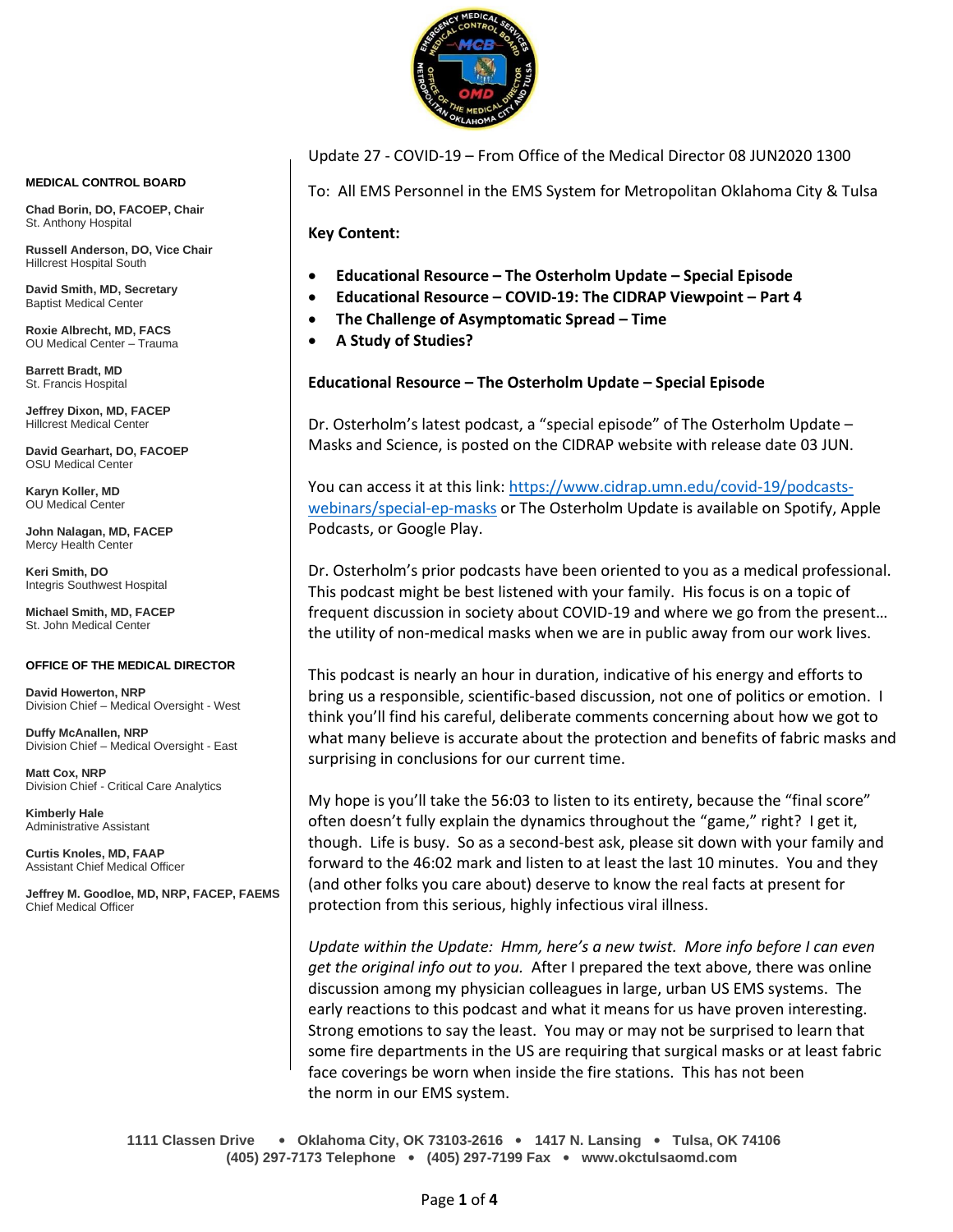**MEDICAL CONTROL BOARD**

**Chad Borin, DO, FACOEP, Chair**
St. Anthony Hospital

**Russell Anderson, DO, Vice Chair**
Hillcrest Hospital South

**David Smith, MD, Secretary**
Baptist Medical Center

**Roxie Albrecht, MD, FACS**
OU Medical Center – Trauma

**Barrett Bradt, MD**
St. Francis Hospital

**Jeffrey Dixon, MD, FACEP**
Hillcrest Medical Center

**David Gearhart, DO, FACOEP**
OSU Medical Center

**Karyn Koller, MD**
OU Medical Center

**John Nalagan, MD, FACEP**
Mercy Health Center

**Keri Smith, DO**
Integris Southwest Hospital

**Michael Smith, MD, FACEP**
St. John Medical Center

**OFFICE OF THE MEDICAL DIRECTOR**

**David Howerton, NRP**
Division Chief – Medical Oversight - West

**Duffy McAnallen, NRP**
Division Chief – Medical Oversight - East

**Matt Cox, NRP**
Division Chief - Critical Care Analytics

**Kimberly Hale**
Administrative Assistant

**Curtis Knoles, MD, FAAP**
Assistant Chief Medical Officer

**Jeffrey M. Goodloe, MD, NRP, FACEP, FAEMS**
Chief Medical Officer

Update 27 - COVID-19 – From Office of the Medical Director 08 JUN2020 1300

To: All EMS Personnel in the EMS System for Metropolitan Oklahoma City & Tulsa

**Key Content:**

- **Educational Resource – The Osterholm Update – Special Episode**
- **Educational Resource – COVID-19: The CIDRAP Viewpoint – Part 4**
- **The Challenge of Asymptomatic Spread – Time**
- **A Study of Studies?**

**Educational Resource – The Osterholm Update – Special Episode**

Dr. Osterholm's latest podcast, a "special episode" of The Osterholm Update – Masks and Science, is posted on the CIDRAP website with release date 03 JUN.

You can access it at this link: [https://www.cidrap.umn.edu/covid-19/podcasts-webinars/special-ep-masks](https://www.cidrap.umn.edu/covid-19/podcasts-webinars/special-ep-masks) or The Osterholm Update is available on Spotify, Apple Podcasts, or Google Play.

Dr. Osterholm's prior podcasts have been oriented to you as a medical professional. This podcast might be best listened with your family. His focus is on a topic of frequent discussion in society about COVID-19 and where we go from the present… the utility of non-medical masks when we are in public away from our work lives.

This podcast is nearly an hour in duration, indicative of his energy and efforts to bring us a responsible, scientific-based discussion, not one of politics or emotion. I think you'll find his careful, deliberate comments concerning how we got to what many believe is accurate about the protection and benefits of fabric masks and surprising in conclusions for our current time.

My hope is you'll take the 56:03 to listen to its entirety, because the "final score" often doesn't fully explain the dynamics throughout the "game," right? I get it, though. Life is busy. So as a second-best ask, please sit down with your family and forward to the 46:02 mark and listen to at least the last 10 minutes. You and they (and other folks you care about) deserve to know the real facts at present for protection from this serious, highly infectious viral illness.

*Update within the Update: Hmm, here's a new twist. More info before I can even get the original info out to you.* After I prepared the text above, there was online discussion among my physician colleagues in large, urban US EMS systems. The early reactions to this podcast and what it means for us have proven interesting. Strong emotions to say the least. You may or may not be surprised to learn that some fire departments in the US are requiring that surgical masks or at least fabric face coverings be worn when inside the fire stations. This has not been the norm in our EMS system.

1111 Classen Drive • Oklahoma City, OK 73103-2616 • 1417 N. Lansing • Tulsa, OK 74106
(405) 297-7173 Telephone • (405) 297-7199 Fax • www.okctulsaomd.com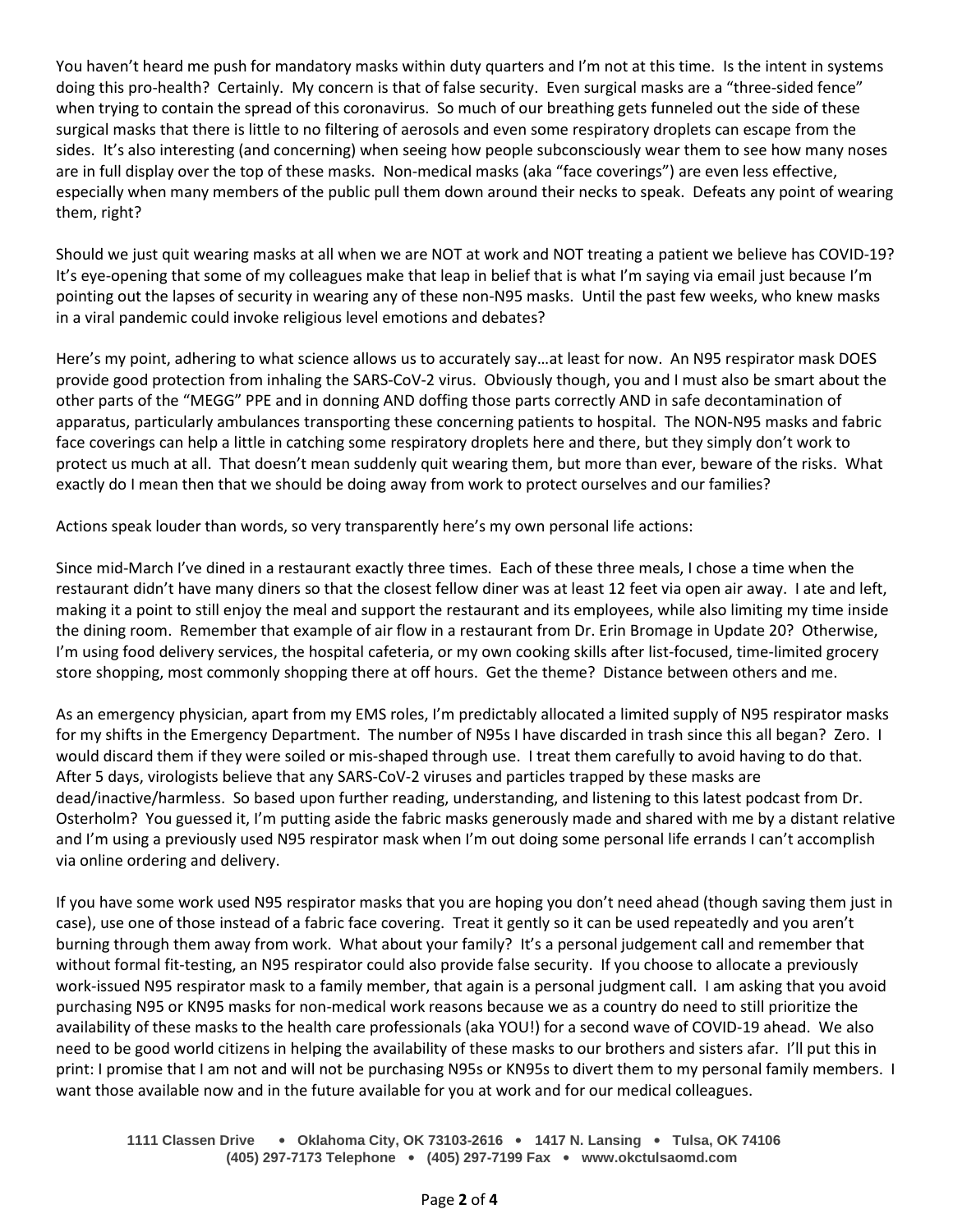You haven't heard me push for mandatory masks within duty quarters and I'm not at this time. Is the intent in systems doing this pro-health? Certainly. My concern is that of false security. Even surgical masks are a "three-sided fence" when trying to contain the spread of this coronavirus. So much of our breathing gets funneled out the side of these surgical masks that there is little to no filtering of aerosols and even some respiratory droplets can escape from the sides. It's also interesting (and concerning) when seeing how people subconsciously wear them to see how many noses are in full display over the top of these masks. Non-medical masks (aka "face coverings") are even less effective, especially when many members of the public pull them down around their necks to speak. Defeats any point of wearing them, right?

Should we just quit wearing masks at all when we are NOT at work and NOT treating a patient we believe has COVID-19? It's eye-opening that some of my colleagues make that leap in belief that is what I'm saying via email just because I'm pointing out the lapses of security in wearing any of these non-N95 masks. Until the past few weeks, who knew masks in a viral pandemic could invoke religious level emotions and debates?

Here's my point, adhering to what science allows us to accurately say…at least for now. An N95 respirator mask DOES provide good protection from inhaling the SARS-CoV-2 virus. Obviously though, you and I must also be smart about the other parts of the "MEGG" PPE and in donning AND doffing those parts correctly AND in safe decontamination of apparatus, particularly ambulances transporting these concerning patients to hospital. The NON-N95 masks and fabric face coverings can help a little in catching some respiratory droplets here and there, but they simply don't work to protect us much at all. That doesn't mean suddenly quit wearing them, but more than ever, beware of the risks. What exactly do I mean then that we should be doing away from work to protect ourselves and our families?

Actions speak louder than words, so very transparently here's my own personal life actions:

Since mid-March I've dined in a restaurant exactly three times. Each of these three meals, I chose a time when the restaurant didn't have many diners so that the closest fellow diner was at least 12 feet via open air away. I ate and left, making it a point to still enjoy the meal and support the restaurant and its employees, while also limiting my time inside the dining room. Remember that example of air flow in a restaurant from Dr. Erin Bromage in Update 20? Otherwise, I'm using food delivery services, the hospital cafeteria, or my own cooking skills after list-focused, time-limited grocery store shopping, most commonly shopping there at off hours. Get the theme? Distance between others and me.

As an emergency physician, apart from my EMS roles, I'm predictably allocated a limited supply of N95 respirator masks for my shifts in the Emergency Department. The number of N95s I have discarded in trash since this all began? Zero. I would discard them if they were soiled or mis-shaped through use. I treat them carefully to avoid having to do that. After 5 days, virologists believe that any SARS-CoV-2 viruses and particles trapped by these masks are dead/inactive/harmless. So based upon further reading, understanding, and listening to this latest podcast from Dr. Osterholm? You guessed it, I'm putting aside the fabric masks generously made and shared with me by a distant relative and I'm using a previously used N95 respirator mask when I'm out doing some personal life errands I can't accomplish via online ordering and delivery.

If you have some work used N95 respirator masks that you are hoping you don't need ahead (though saving them just in case), use one of those instead of a fabric face covering. Treat it gently so it can be used repeatedly and you aren't burning through them away from work. What about your family? It's a personal judgement call and remember that without formal fit-testing, an N95 respirator could also provide false security. If you choose to allocate a previously work-issued N95 respirator mask to a family member, that again is a personal judgment call. I am asking that you avoid purchasing N95 or KN95 masks for non-medical work reasons because we as a country do need to still prioritize the availability of these masks to the health care professionals (aka YOU!) for a second wave of COVID-19 ahead. We also need to be good world citizens in helping the availability of these masks to our brothers and sisters afar. I'll put this in print: I promise that I am not and will not be purchasing N95s or KN95s to divert them to my personal family members. I want those available now and in the future available for you at work and for our medical colleagues.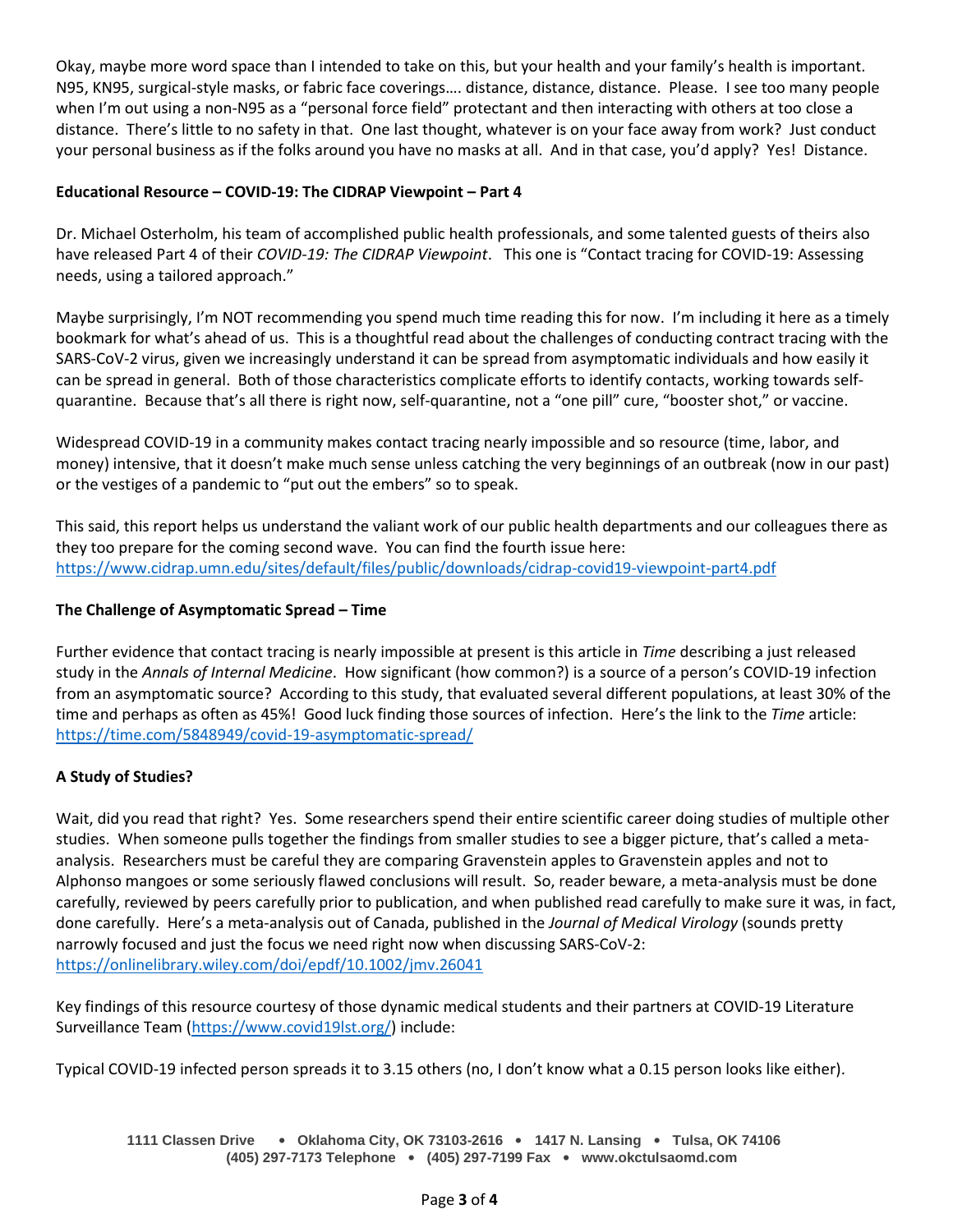Okay, maybe more word space than I intended to take on this, but your health and your family's health is important. N95, KN95, surgical-style masks, or fabric face coverings…. distance, distance, distance. Please. I see too many people when I'm out using a non-N95 as a "personal force field" protectant and then interacting with others at too close a distance. There's little to no safety in that. One last thought, whatever is on your face away from work? Just conduct your personal business as if the folks around you have no masks at all. And in that case, you'd apply? Yes! Distance.

**Educational Resource – COVID-19: The CIDRAP Viewpoint – Part 4**

Dr. Michael Osterholm, his team of accomplished public health professionals, and some talented guests of theirs also have released Part 4 of their *COVID-19: The CIDRAP Viewpoint*. This one is "Contact tracing for COVID-19: Assessing needs, using a tailored approach."

Maybe surprisingly, I'm NOT recommending you spend much time reading this for now. I'm including it here as a timely bookmark for what's ahead of us. This is a thoughtful read about the challenges of conducting contract tracing with the SARS-CoV-2 virus, given we increasingly understand it can be spread from asymptomatic individuals and how easily it can be spread in general. Both of those characteristics complicate efforts to identify contacts, working towards self-quarantine. Because that's all there is right now, self-quarantine, not a "one pill" cure, "booster shot," or vaccine.

Widespread COVID-19 in a community makes contact tracing nearly impossible and so resource (time, labor, and money) intensive, that it doesn't make much sense unless catching the very beginnings of an outbreak (now in our past) or the vestiges of a pandemic to "put out the embers" so to speak.

This said, this report helps us understand the valiant work of our public health departments and our colleagues there as they too prepare for the coming second wave. You can find the fourth issue here: https://www.cidrap.umn.edu/sites/default/files/public/downloads/cidrap-covid19-viewpoint-part4.pdf

**The Challenge of Asymptomatic Spread – Time**

Further evidence that contact tracing is nearly impossible at present is this article in *Time* describing a just released study in the *Annals of Internal Medicine*. How significant (how common?) is a source of a person's COVID-19 infection from an asymptomatic source? According to this study, that evaluated several different populations, at least 30% of the time and perhaps as often as 45%! Good luck finding those sources of infection. Here's the link to the *Time* article: https://time.com/5848949/covid-19-asymptomatic-spread/

**A Study of Studies?**

Wait, did you read that right? Yes. Some researchers spend their entire scientific career doing studies of multiple other studies. When someone pulls together the findings from smaller studies to see a bigger picture, that's called a meta-analysis. Researchers must be careful they are comparing Gravenstein apples to Gravenstein apples and not to Alphonso mangoes or some seriously flawed conclusions will result. So, reader beware, a meta-analysis must be done carefully, reviewed by peers carefully prior to publication, and when published read carefully to make sure it was, in fact, done carefully. Here's a meta-analysis out of Canada, published in the *Journal of Medical Virology* (sounds pretty narrowly focused and just the focus we need right now when discussing SARS-CoV-2: https://onlinelibrary.wiley.com/doi/epdf/10.1002/jmv.26041

Key findings of this resource courtesy of those dynamic medical students and their partners at COVID-19 Literature Surveillance Team (https://www.covid19lst.org/) include:

Typical COVID-19 infected person spreads it to 3.15 others (no, I don't know what a 0.15 person looks like either).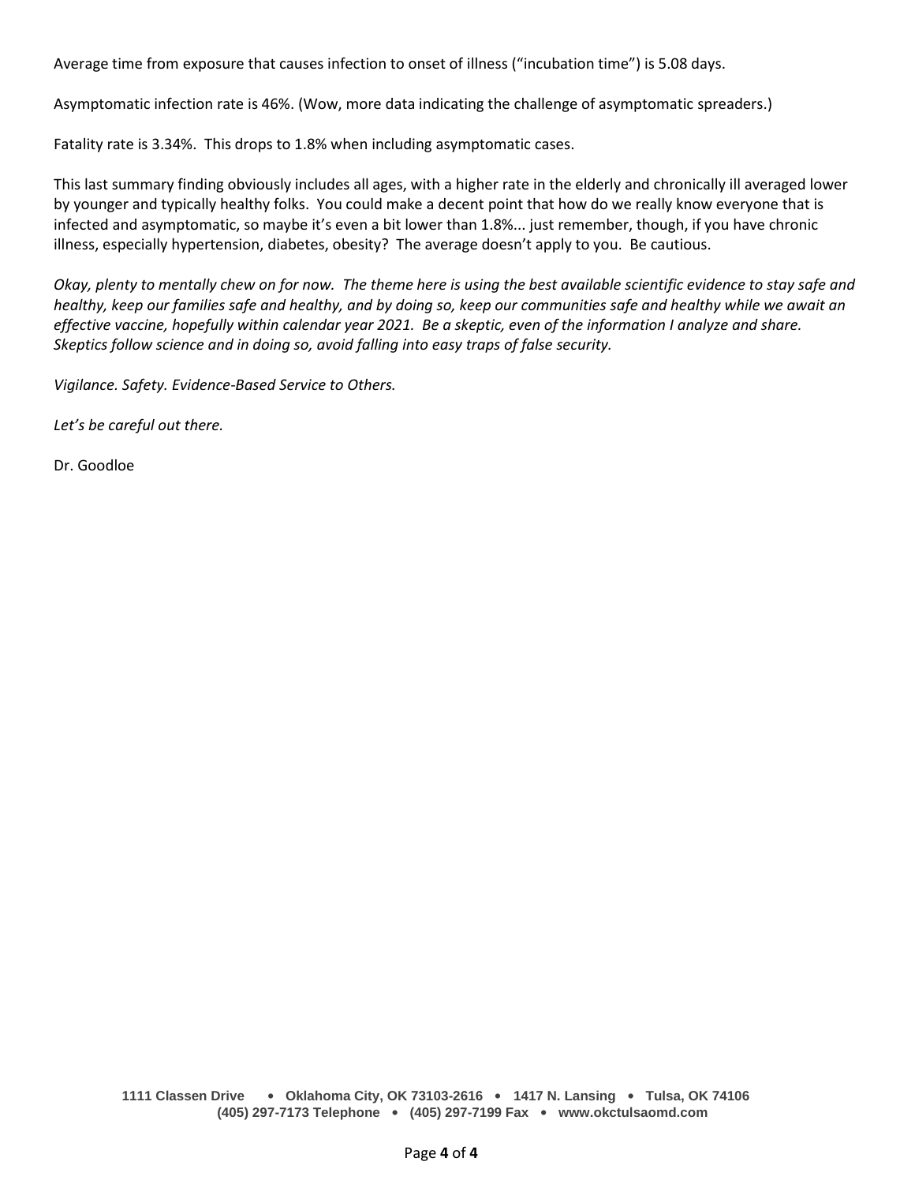Average time from exposure that causes infection to onset of illness ("incubation time") is 5.08 days.

Asymptomatic infection rate is 46%. (Wow, more data indicating the challenge of asymptomatic spreaders.)

Fatality rate is 3.34%. This drops to 1.8% when including asymptomatic cases.

This last summary finding obviously includes all ages, with a higher rate in the elderly and chronically ill averaged lower by younger and typically healthy folks. You could make a decent point that how do we really know everyone that is infected and asymptomatic, so maybe it's even a bit lower than 1.8%... just remember, though, if you have chronic illness, especially hypertension, diabetes, obesity? The average doesn't apply to you. Be cautious.

*Okay, plenty to mentally chew on for now. The theme here is using the best available scientific evidence to stay safe and healthy, keep our families safe and healthy, and by doing so, keep our communities safe and healthy while we await an effective vaccine, hopefully within calendar year 2021. Be a skeptic, even of the information I analyze and share. Skeptics follow science and in doing so, avoid falling into easy traps of false security.*

*Vigilance. Safety. Evidence-Based Service to Others.*

*Let's be careful out there.*

Dr. Goodloe

**1111 Classen Drive • Oklahoma City, OK 73103-2616 • 1417 N. Lansing • Tulsa, OK 74106**
**(405) 297-7173 Telephone • (405) 297-7199 Fax • www.okctulsaomd.com**